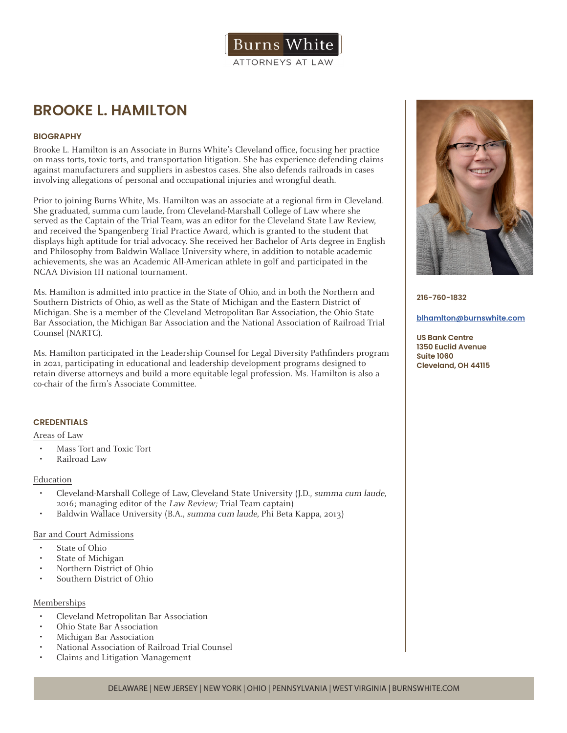Burns White

ATTORNEYS AT LAW

# BROOKE L. HAMILTON

## BIOGRAPHY

Brooke L. Hamilton is an Associate in Burns White's Cleveland office, focusing her practice on mass torts, toxic torts, and transportation litigation. She has experience defending claims against manufacturers and suppliers in asbestos cases. She also defends railroads in cases involving allegations of personal and occupational injuries and wrongful death.

Prior to joining Burns White, Ms. Hamilton was an associate at a regional firm in Cleveland. She graduated, summa cum laude, from Cleveland-Marshall College of Law where she served as the Captain of the Trial Team, was an editor for the Cleveland State Law Review, and received the Spangenberg Trial Practice Award, which is granted to the student that displays high aptitude for trial advocacy. She received her Bachelor of Arts degree in English and Philosophy from Baldwin Wallace University where, in addition to notable academic achievements, she was an Academic All-American athlete in golf and participated in the NCAA Division III national tournament.

Ms. Hamilton is admitted into practice in the State of Ohio, and in both the Northern and Southern Districts of Ohio, as well as the State of Michigan and the Eastern District of Michigan. She is a member of the Cleveland Metropolitan Bar Association, the Ohio State Bar Association, the Michigan Bar Association and the National Association of Railroad Trial Counsel (NARTC).

Ms. Hamilton participated in the Leadership Counsel for Legal Diversity Pathfinders program in 2021, participating in educational and leadership development programs designed to retain diverse attorneys and build a more equitable legal profession. Ms. Hamilton is also a co-chair of the firm's Associate Committee.

**216-760-1832**

**blhamlton@burnswhite.com**

**US Bank Centre**
**1350 Euclid Avenue**
**Suite 1060**
**Cleveland, OH 44115**

## CREDENTIALS

### Areas of Law

- Mass Tort and Toxic Tort
- Railroad Law

### Education

- Cleveland-Marshall College of Law, Cleveland State University (J.D., *summa cum laude*, 2016; managing editor of the *Law Review;* Trial Team captain)
- Baldwin Wallace University (B.A., *summa cum laude,* Phi Beta Kappa, 2013)

### Bar and Court Admissions

- State of Ohio
- State of Michigan
- Northern District of Ohio
- Southern District of Ohio

### Memberships

- Cleveland Metropolitan Bar Association
- Ohio State Bar Association
- Michigan Bar Association
- National Association of Railroad Trial Counsel
- Claims and Litigation Management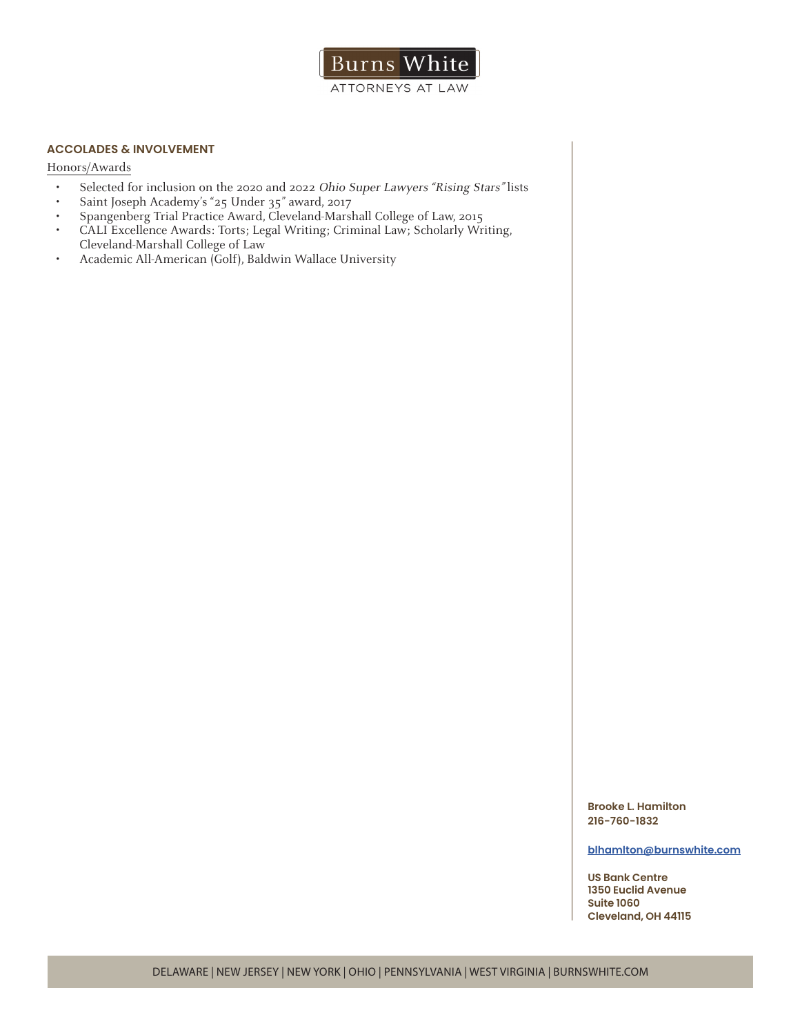## ACCOLADES & INVOLVEMENT

Honors/Awards

- Selected for inclusion on the 2020 and 2022 *Ohio Super Lawyers "Rising Stars"* lists
- Saint Joseph Academy's "25 Under 35" award, 2017
- Spangenberg Trial Practice Award, Cleveland-Marshall College of Law, 2015
- CALI Excellence Awards: Torts; Legal Writing; Criminal Law; Scholarly Writing, Cleveland-Marshall College of Law
- Academic All-American (Golf), Baldwin Wallace University

**Brooke L. Hamilton**
**216-760-1832**

**blhamlton@burnswhite.com**

**US Bank Centre**
**1350 Euclid Avenue**
**Suite 1060**
**Cleveland, OH 44115**